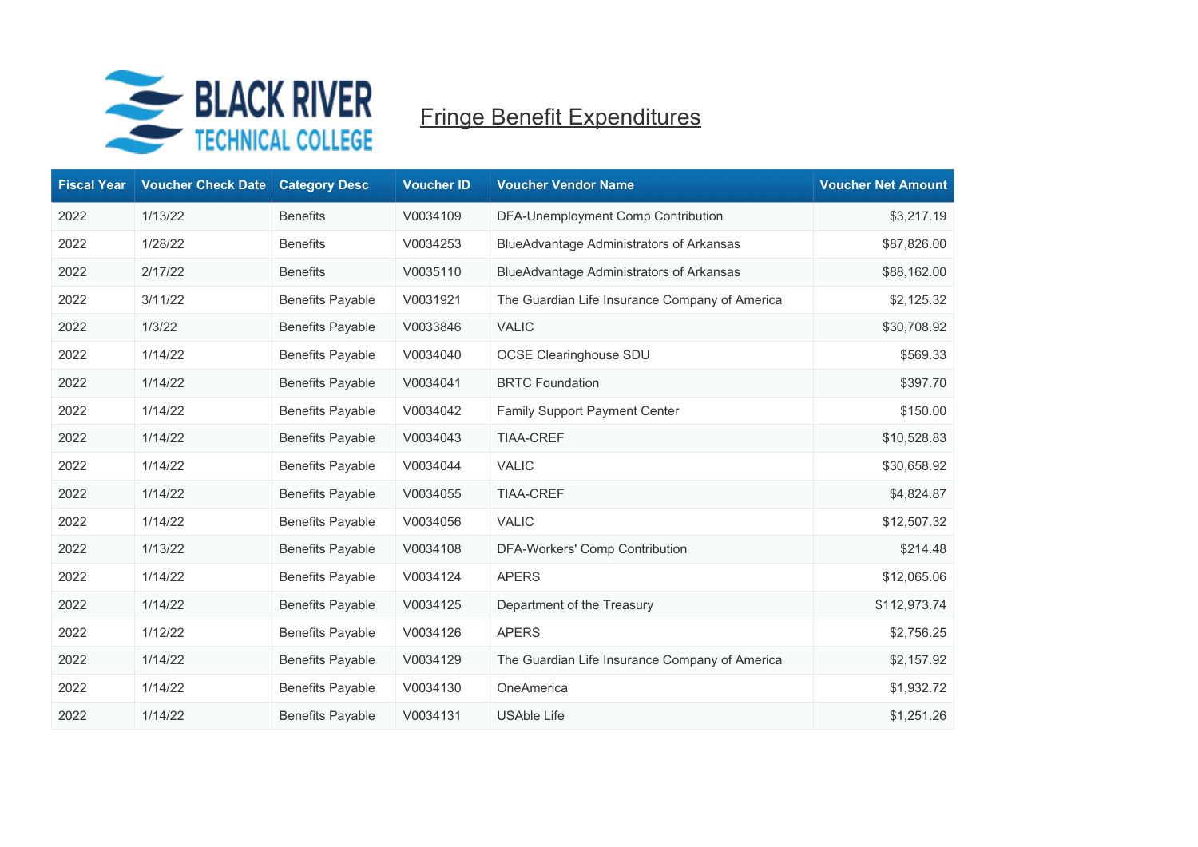BLACK RIVER TECHNICAL COLLEGE

# Fringe Benefit Expenditures

| Fiscal Year | Voucher Check Date | Category Desc | Voucher ID | Voucher Vendor Name | Voucher Net Amount |
|---|---|---|---|---|---|
| 2022 | 1/13/22 | Benefits | V0034109 | DFA-Unemployment Comp Contribution | $3,217.19 |
| 2022 | 1/28/22 | Benefits | V0034253 | BlueAdvantage Administrators of Arkansas | $87,826.00 |
| 2022 | 2/17/22 | Benefits | V0035110 | BlueAdvantage Administrators of Arkansas | $88,162.00 |
| 2022 | 3/11/22 | Benefits Payable | V0031921 | The Guardian Life Insurance Company of America | $2,125.32 |
| 2022 | 1/3/22 | Benefits Payable | V0033846 | VALIC | $30,708.92 |
| 2022 | 1/14/22 | Benefits Payable | V0034040 | OCSE Clearinghouse SDU | $569.33 |
| 2022 | 1/14/22 | Benefits Payable | V0034041 | BRTC Foundation | $397.70 |
| 2022 | 1/14/22 | Benefits Payable | V0034042 | Family Support Payment Center | $150.00 |
| 2022 | 1/14/22 | Benefits Payable | V0034043 | TIAA-CREF | $10,528.83 |
| 2022 | 1/14/22 | Benefits Payable | V0034044 | VALIC | $30,658.92 |
| 2022 | 1/14/22 | Benefits Payable | V0034055 | TIAA-CREF | $4,824.87 |
| 2022 | 1/14/22 | Benefits Payable | V0034056 | VALIC | $12,507.32 |
| 2022 | 1/13/22 | Benefits Payable | V0034108 | DFA-Workers' Comp Contribution | $214.48 |
| 2022 | 1/14/22 | Benefits Payable | V0034124 | APERS | $12,065.06 |
| 2022 | 1/14/22 | Benefits Payable | V0034125 | Department of the Treasury | $112,973.74 |
| 2022 | 1/12/22 | Benefits Payable | V0034126 | APERS | $2,756.25 |
| 2022 | 1/14/22 | Benefits Payable | V0034129 | The Guardian Life Insurance Company of America | $2,157.92 |
| 2022 | 1/14/22 | Benefits Payable | V0034130 | OneAmerica | $1,932.72 |
| 2022 | 1/14/22 | Benefits Payable | V0034131 | USAble Life | $1,251.26 |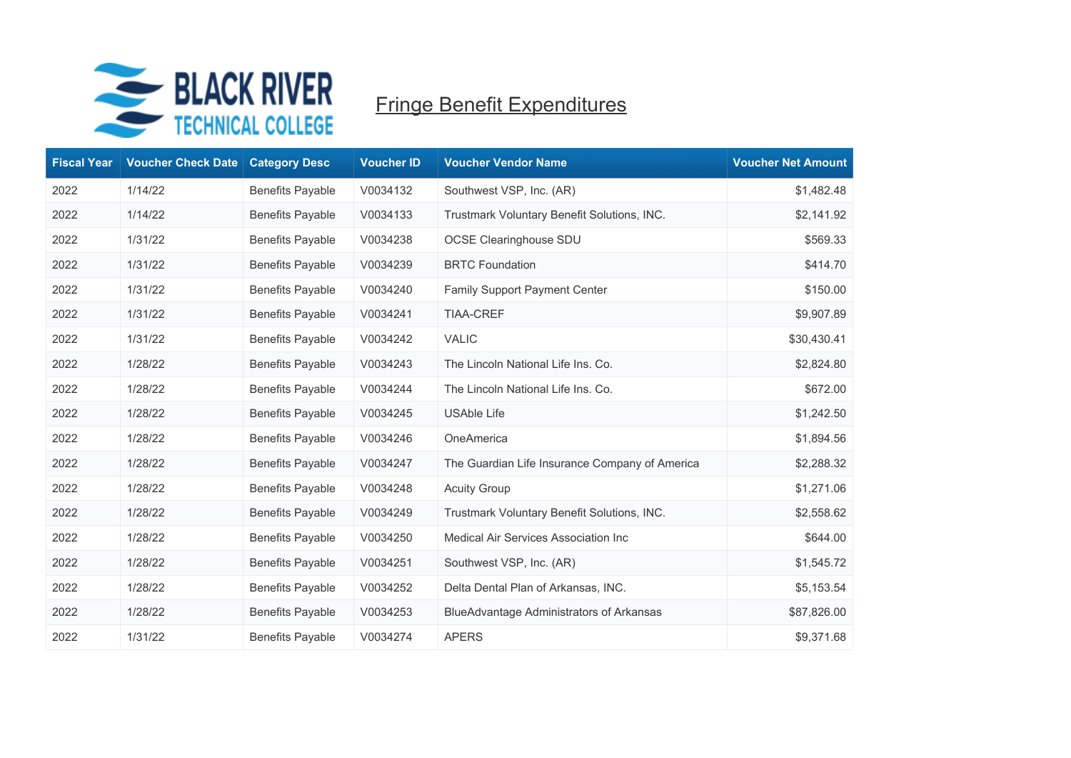BLACK RIVER TECHNICAL COLLEGE

# Fringe Benefit Expenditures

| Fiscal Year | Voucher Check Date | Category Desc | Voucher ID | Voucher Vendor Name | Voucher Net Amount |
|---|---|---|---|---|---|
| 2022 | 1/14/22 | Benefits Payable | V0034132 | Southwest VSP, Inc. (AR) | $1,482.48 |
| 2022 | 1/14/22 | Benefits Payable | V0034133 | Trustmark Voluntary Benefit Solutions, INC. | $2,141.92 |
| 2022 | 1/31/22 | Benefits Payable | V0034238 | OCSE Clearinghouse SDU | $569.33 |
| 2022 | 1/31/22 | Benefits Payable | V0034239 | BRTC Foundation | $414.70 |
| 2022 | 1/31/22 | Benefits Payable | V0034240 | Family Support Payment Center | $150.00 |
| 2022 | 1/31/22 | Benefits Payable | V0034241 | TIAA-CREF | $9,907.89 |
| 2022 | 1/31/22 | Benefits Payable | V0034242 | VALIC | $30,430.41 |
| 2022 | 1/28/22 | Benefits Payable | V0034243 | The Lincoln National Life Ins. Co. | $2,824.80 |
| 2022 | 1/28/22 | Benefits Payable | V0034244 | The Lincoln National Life Ins. Co. | $672.00 |
| 2022 | 1/28/22 | Benefits Payable | V0034245 | USAble Life | $1,242.50 |
| 2022 | 1/28/22 | Benefits Payable | V0034246 | OneAmerica | $1,894.56 |
| 2022 | 1/28/22 | Benefits Payable | V0034247 | The Guardian Life Insurance Company of America | $2,288.32 |
| 2022 | 1/28/22 | Benefits Payable | V0034248 | Acuity Group | $1,271.06 |
| 2022 | 1/28/22 | Benefits Payable | V0034249 | Trustmark Voluntary Benefit Solutions, INC. | $2,558.62 |
| 2022 | 1/28/22 | Benefits Payable | V0034250 | Medical Air Services Association Inc | $644.00 |
| 2022 | 1/28/22 | Benefits Payable | V0034251 | Southwest VSP, Inc. (AR) | $1,545.72 |
| 2022 | 1/28/22 | Benefits Payable | V0034252 | Delta Dental Plan of Arkansas, INC. | $5,153.54 |
| 2022 | 1/28/22 | Benefits Payable | V0034253 | BlueAdvantage Administrators of Arkansas | $87,826.00 |
| 2022 | 1/31/22 | Benefits Payable | V0034274 | APERS | $9,371.68 |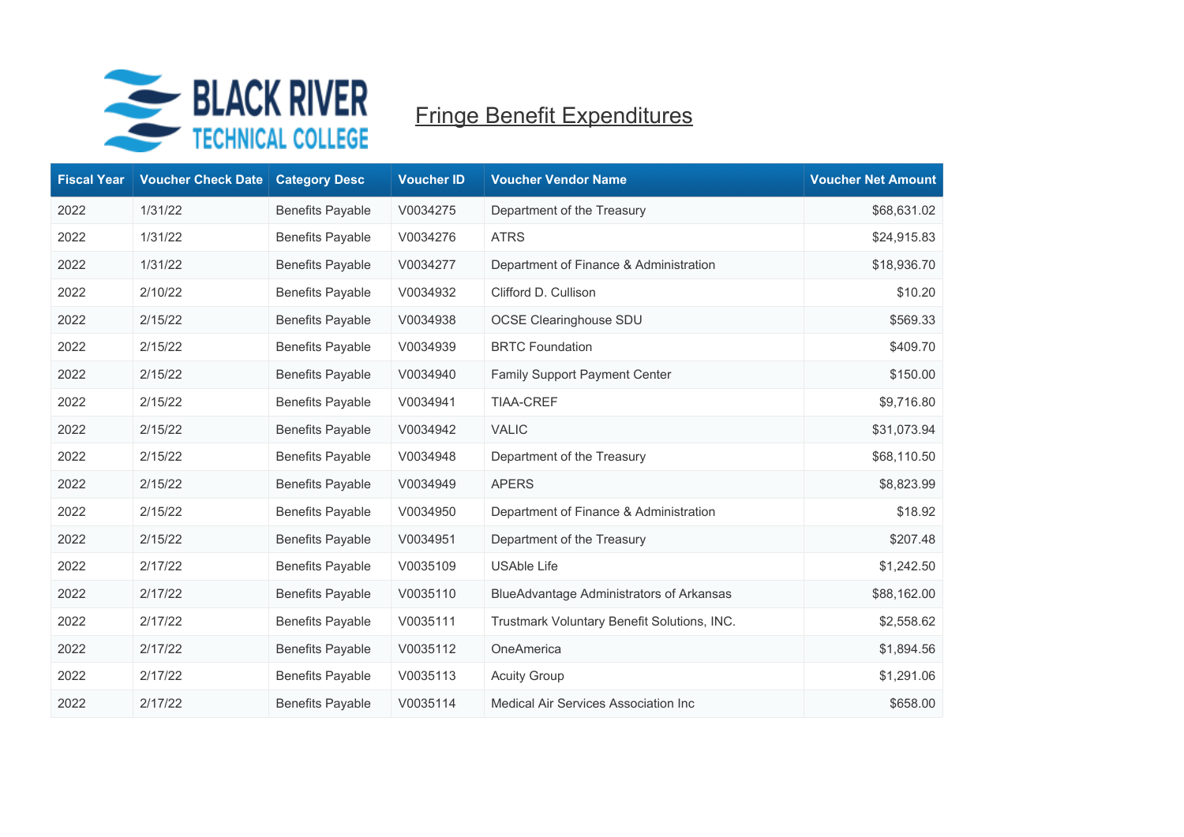BLACK RIVER TECHNICAL COLLEGE

# Fringe Benefit Expenditures

| Fiscal Year | Voucher Check Date | Category Desc | Voucher ID | Voucher Vendor Name | Voucher Net Amount |
|---|---|---|---|---|---|
| 2022 | 1/31/22 | Benefits Payable | V0034275 | Department of the Treasury | $68,631.02 |
| 2022 | 1/31/22 | Benefits Payable | V0034276 | ATRS | $24,915.83 |
| 2022 | 1/31/22 | Benefits Payable | V0034277 | Department of Finance & Administration | $18,936.70 |
| 2022 | 2/10/22 | Benefits Payable | V0034932 | Clifford D. Cullison | $10.20 |
| 2022 | 2/15/22 | Benefits Payable | V0034938 | OCSE Clearinghouse SDU | $569.33 |
| 2022 | 2/15/22 | Benefits Payable | V0034939 | BRTC Foundation | $409.70 |
| 2022 | 2/15/22 | Benefits Payable | V0034940 | Family Support Payment Center | $150.00 |
| 2022 | 2/15/22 | Benefits Payable | V0034941 | TIAA-CREF | $9,716.80 |
| 2022 | 2/15/22 | Benefits Payable | V0034942 | VALIC | $31,073.94 |
| 2022 | 2/15/22 | Benefits Payable | V0034948 | Department of the Treasury | $68,110.50 |
| 2022 | 2/15/22 | Benefits Payable | V0034949 | APERS | $8,823.99 |
| 2022 | 2/15/22 | Benefits Payable | V0034950 | Department of Finance & Administration | $18.92 |
| 2022 | 2/15/22 | Benefits Payable | V0034951 | Department of the Treasury | $207.48 |
| 2022 | 2/17/22 | Benefits Payable | V0035109 | USAble Life | $1,242.50 |
| 2022 | 2/17/22 | Benefits Payable | V0035110 | BlueAdvantage Administrators of Arkansas | $88,162.00 |
| 2022 | 2/17/22 | Benefits Payable | V0035111 | Trustmark Voluntary Benefit Solutions, INC. | $2,558.62 |
| 2022 | 2/17/22 | Benefits Payable | V0035112 | OneAmerica | $1,894.56 |
| 2022 | 2/17/22 | Benefits Payable | V0035113 | Acuity Group | $1,291.06 |
| 2022 | 2/17/22 | Benefits Payable | V0035114 | Medical Air Services Association Inc | $658.00 |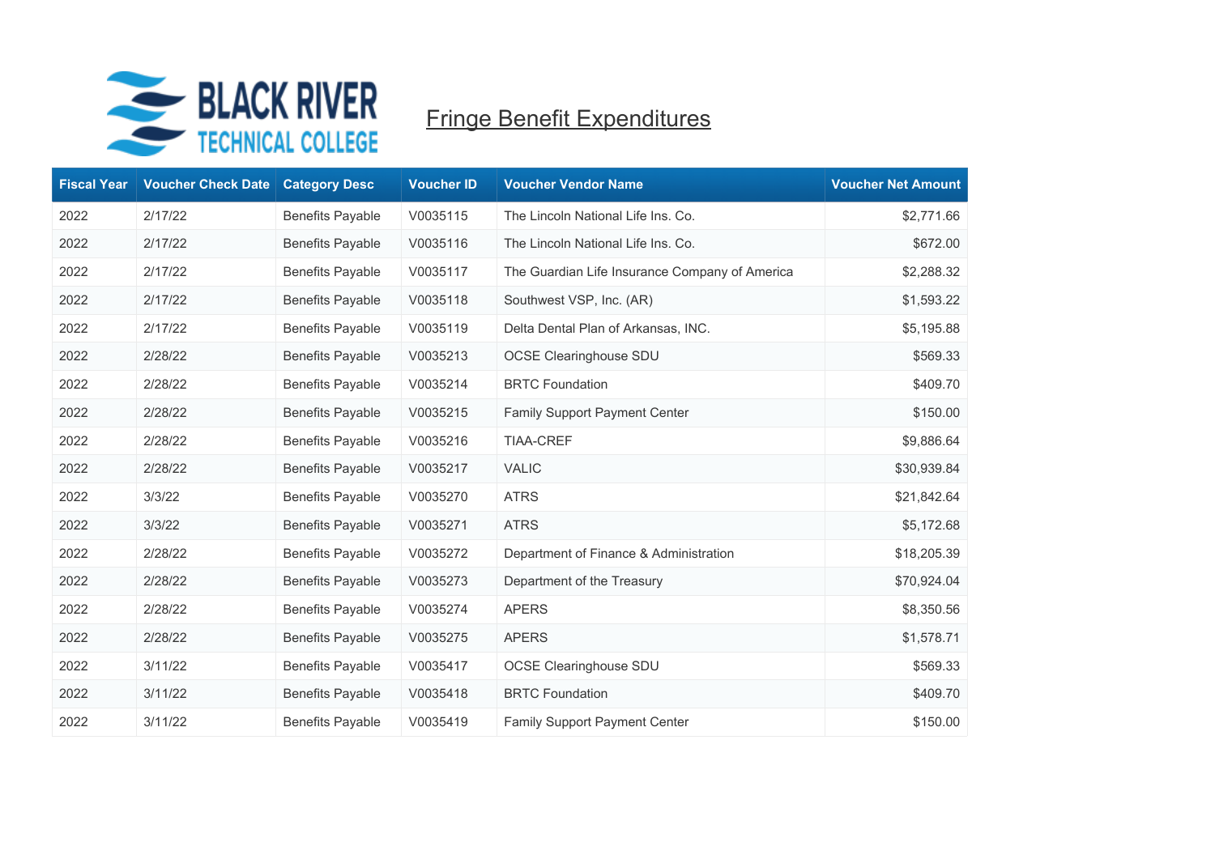BLACK RIVER TECHNICAL COLLEGE

# Fringe Benefit Expenditures

| Fiscal Year | Voucher Check Date | Category Desc | Voucher ID | Voucher Vendor Name | Voucher Net Amount |
|---|---|---|---|---|---|
| 2022 | 2/17/22 | Benefits Payable | V0035115 | The Lincoln National Life Ins. Co. | $2,771.66 |
| 2022 | 2/17/22 | Benefits Payable | V0035116 | The Lincoln National Life Ins. Co. | $672.00 |
| 2022 | 2/17/22 | Benefits Payable | V0035117 | The Guardian Life Insurance Company of America | $2,288.32 |
| 2022 | 2/17/22 | Benefits Payable | V0035118 | Southwest VSP, Inc. (AR) | $1,593.22 |
| 2022 | 2/17/22 | Benefits Payable | V0035119 | Delta Dental Plan of Arkansas, INC. | $5,195.88 |
| 2022 | 2/28/22 | Benefits Payable | V0035213 | OCSE Clearinghouse SDU | $569.33 |
| 2022 | 2/28/22 | Benefits Payable | V0035214 | BRTC Foundation | $409.70 |
| 2022 | 2/28/22 | Benefits Payable | V0035215 | Family Support Payment Center | $150.00 |
| 2022 | 2/28/22 | Benefits Payable | V0035216 | TIAA-CREF | $9,886.64 |
| 2022 | 2/28/22 | Benefits Payable | V0035217 | VALIC | $30,939.84 |
| 2022 | 3/3/22 | Benefits Payable | V0035270 | ATRS | $21,842.64 |
| 2022 | 3/3/22 | Benefits Payable | V0035271 | ATRS | $5,172.68 |
| 2022 | 2/28/22 | Benefits Payable | V0035272 | Department of Finance & Administration | $18,205.39 |
| 2022 | 2/28/22 | Benefits Payable | V0035273 | Department of the Treasury | $70,924.04 |
| 2022 | 2/28/22 | Benefits Payable | V0035274 | APERS | $8,350.56 |
| 2022 | 2/28/22 | Benefits Payable | V0035275 | APERS | $1,578.71 |
| 2022 | 3/11/22 | Benefits Payable | V0035417 | OCSE Clearinghouse SDU | $569.33 |
| 2022 | 3/11/22 | Benefits Payable | V0035418 | BRTC Foundation | $409.70 |
| 2022 | 3/11/22 | Benefits Payable | V0035419 | Family Support Payment Center | $150.00 |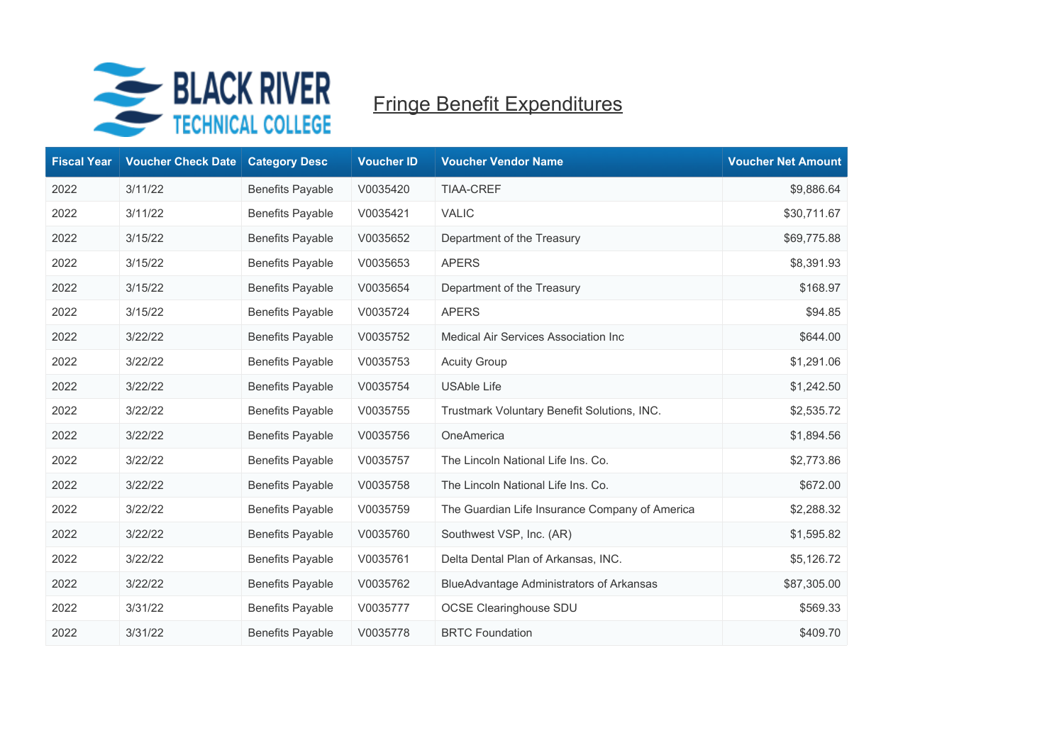## Fringe Benefit Expenditures

| Fiscal Year | Voucher Check Date | Category Desc | Voucher ID | Voucher Vendor Name | Voucher Net Amount |
|---|---|---|---|---|---|
| 2022 | 3/11/22 | Benefits Payable | V0035420 | TIAA-CREF | $9,886.64 |
| 2022 | 3/11/22 | Benefits Payable | V0035421 | VALIC | $30,711.67 |
| 2022 | 3/15/22 | Benefits Payable | V0035652 | Department of the Treasury | $69,775.88 |
| 2022 | 3/15/22 | Benefits Payable | V0035653 | APERS | $8,391.93 |
| 2022 | 3/15/22 | Benefits Payable | V0035654 | Department of the Treasury | $168.97 |
| 2022 | 3/15/22 | Benefits Payable | V0035724 | APERS | $94.85 |
| 2022 | 3/22/22 | Benefits Payable | V0035752 | Medical Air Services Association Inc | $644.00 |
| 2022 | 3/22/22 | Benefits Payable | V0035753 | Acuity Group | $1,291.06 |
| 2022 | 3/22/22 | Benefits Payable | V0035754 | USAble Life | $1,242.50 |
| 2022 | 3/22/22 | Benefits Payable | V0035755 | Trustmark Voluntary Benefit Solutions, INC. | $2,535.72 |
| 2022 | 3/22/22 | Benefits Payable | V0035756 | OneAmerica | $1,894.56 |
| 2022 | 3/22/22 | Benefits Payable | V0035757 | The Lincoln National Life Ins. Co. | $2,773.86 |
| 2022 | 3/22/22 | Benefits Payable | V0035758 | The Lincoln National Life Ins. Co. | $672.00 |
| 2022 | 3/22/22 | Benefits Payable | V0035759 | The Guardian Life Insurance Company of America | $2,288.32 |
| 2022 | 3/22/22 | Benefits Payable | V0035760 | Southwest VSP, Inc. (AR) | $1,595.82 |
| 2022 | 3/22/22 | Benefits Payable | V0035761 | Delta Dental Plan of Arkansas, INC. | $5,126.72 |
| 2022 | 3/22/22 | Benefits Payable | V0035762 | BlueAdvantage Administrators of Arkansas | $87,305.00 |
| 2022 | 3/31/22 | Benefits Payable | V0035777 | OCSE Clearinghouse SDU | $569.33 |
| 2022 | 3/31/22 | Benefits Payable | V0035778 | BRTC Foundation | $409.70 |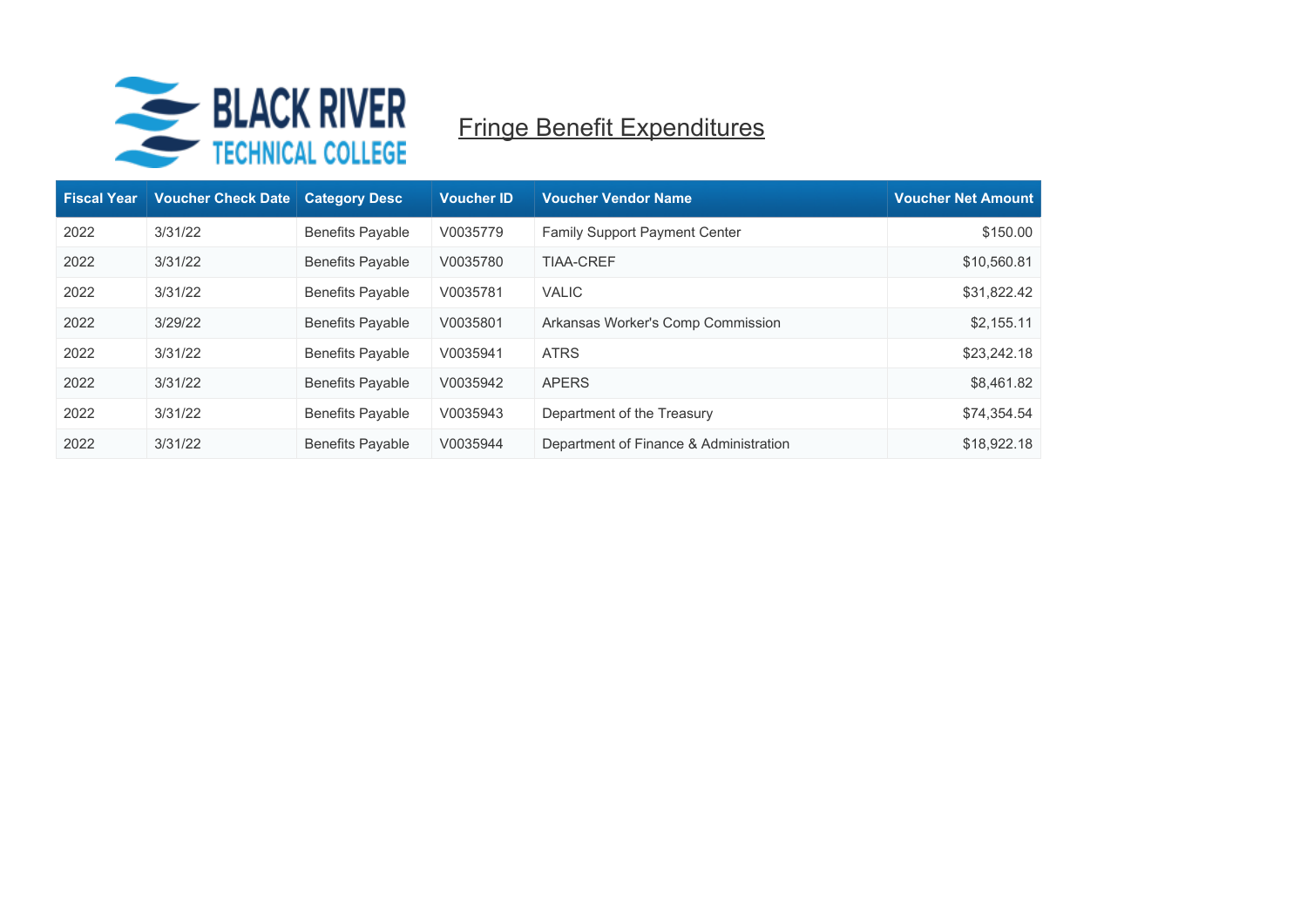BLACK RIVER TECHNICAL COLLEGE

# Fringe Benefit Expenditures

| Fiscal Year | Voucher Check Date | Category Desc | Voucher ID | Voucher Vendor Name | Voucher Net Amount |
|---|---|---|---|---|---|
| 2022 | 3/31/22 | Benefits Payable | V0035779 | Family Support Payment Center | $150.00 |
| 2022 | 3/31/22 | Benefits Payable | V0035780 | TIAA-CREF | $10,560.81 |
| 2022 | 3/31/22 | Benefits Payable | V0035781 | VALIC | $31,822.42 |
| 2022 | 3/29/22 | Benefits Payable | V0035801 | Arkansas Worker's Comp Commission | $2,155.11 |
| 2022 | 3/31/22 | Benefits Payable | V0035941 | ATRS | $23,242.18 |
| 2022 | 3/31/22 | Benefits Payable | V0035942 | APERS | $8,461.82 |
| 2022 | 3/31/22 | Benefits Payable | V0035943 | Department of the Treasury | $74,354.54 |
| 2022 | 3/31/22 | Benefits Payable | V0035944 | Department of Finance & Administration | $18,922.18 |